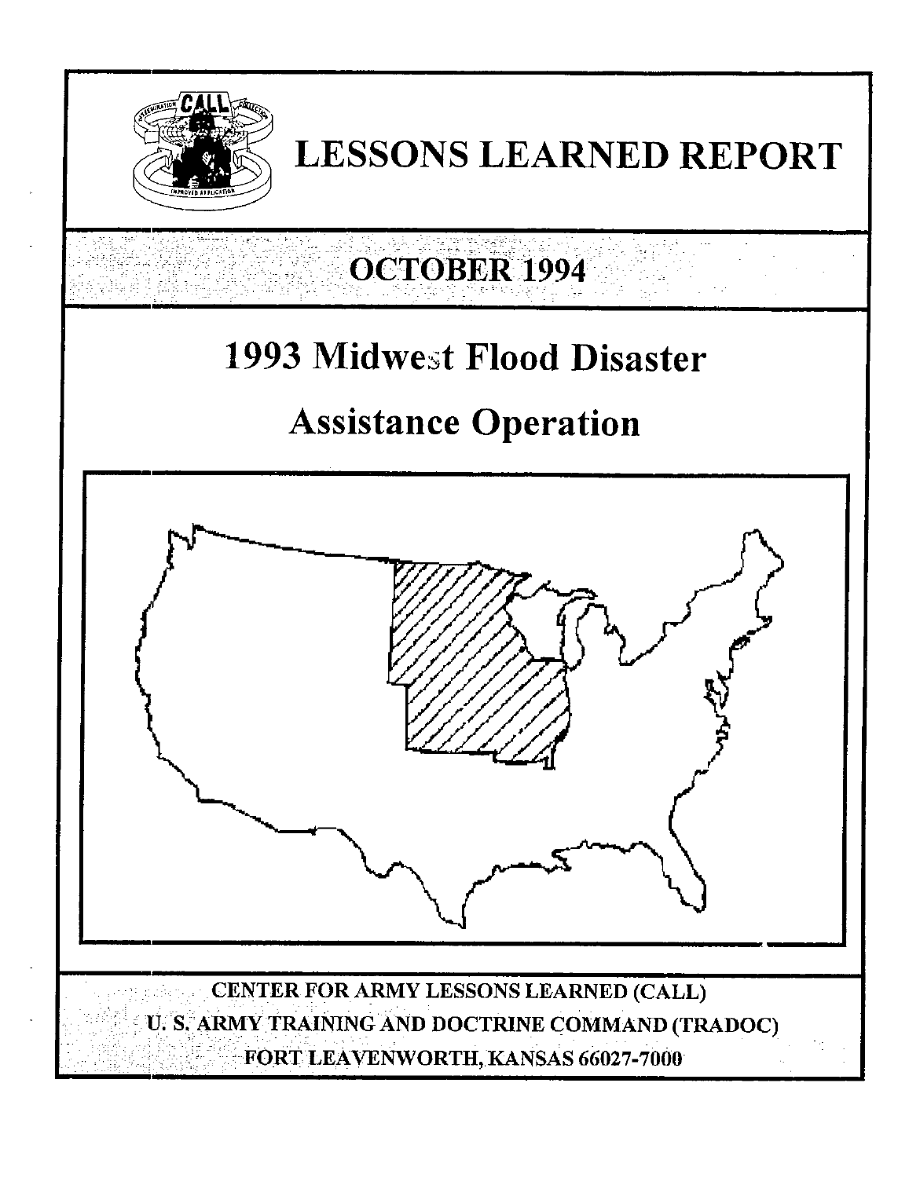# LESSONS LEARNED REPORT

## OCTOBER 1994

# 1993 Midwest Flood Disaster Assistance Operation

CENTER FOR ARMY LESSONS LEARNED (CALL)
U. S. ARMY TRAINING AND DOCTRINE COMMAND (TRADOC)
FORT LEAVENWORTH, KANSAS 66027-7000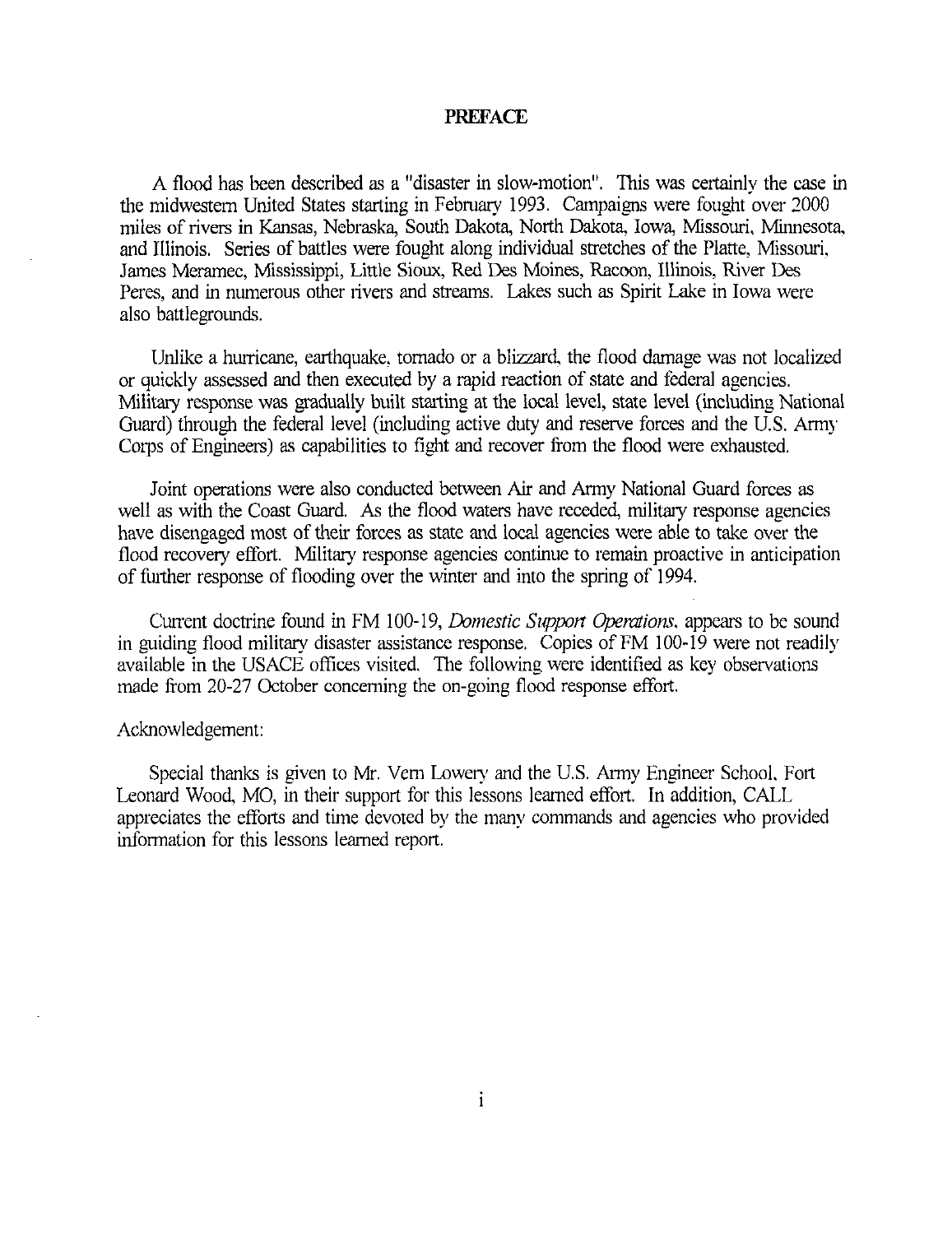# PREFACE

A flood has been described as a "disaster in slow-motion". This was certainly the case in the midwestern United States starting in February 1993. Campaigns were fought over 2000 miles of rivers in Kansas, Nebraska, South Dakota, North Dakota, Iowa, Missouri, Minnesota, and Illinois. Series of battles were fought along individual stretches of the Platte, Missouri, James Meramec, Mississippi, Little Sioux, Red Des Moines, Racoon, Illinois, River Des Peres, and in numerous other rivers and streams. Lakes such as Spirit Lake in Iowa were also battlegrounds.

Unlike a hurricane, earthquake, tornado or a blizzard, the flood damage was not localized or quickly assessed and then executed by a rapid reaction of state and federal agencies. Military response was gradually built starting at the local level, state level (including National Guard) through the federal level (including active duty and reserve forces and the U.S. Army Corps of Engineers) as capabilities to fight and recover from the flood were exhausted.

Joint operations were also conducted between Air and Army National Guard forces as well as with the Coast Guard. As the flood waters have receded, military response agencies have disengaged most of their forces as state and local agencies were able to take over the flood recovery effort. Military response agencies continue to remain proactive in anticipation of further response of flooding over the winter and into the spring of 1994.

Current doctrine found in FM 100-19, *Domestic Support Operations*, appears to be sound in guiding flood military disaster assistance response. Copies of FM 100-19 were not readily available in the USACE offices visited. The following were identified as key observations made from 20-27 October concerning the on-going flood response effort.

Acknowledgement:

Special thanks is given to Mr. Vern Lowery and the U.S. Army Engineer School, Fort Leonard Wood, MO, in their support for this lessons learned effort. In addition, CALL appreciates the efforts and time devoted by the many commands and agencies who provided information for this lessons learned report.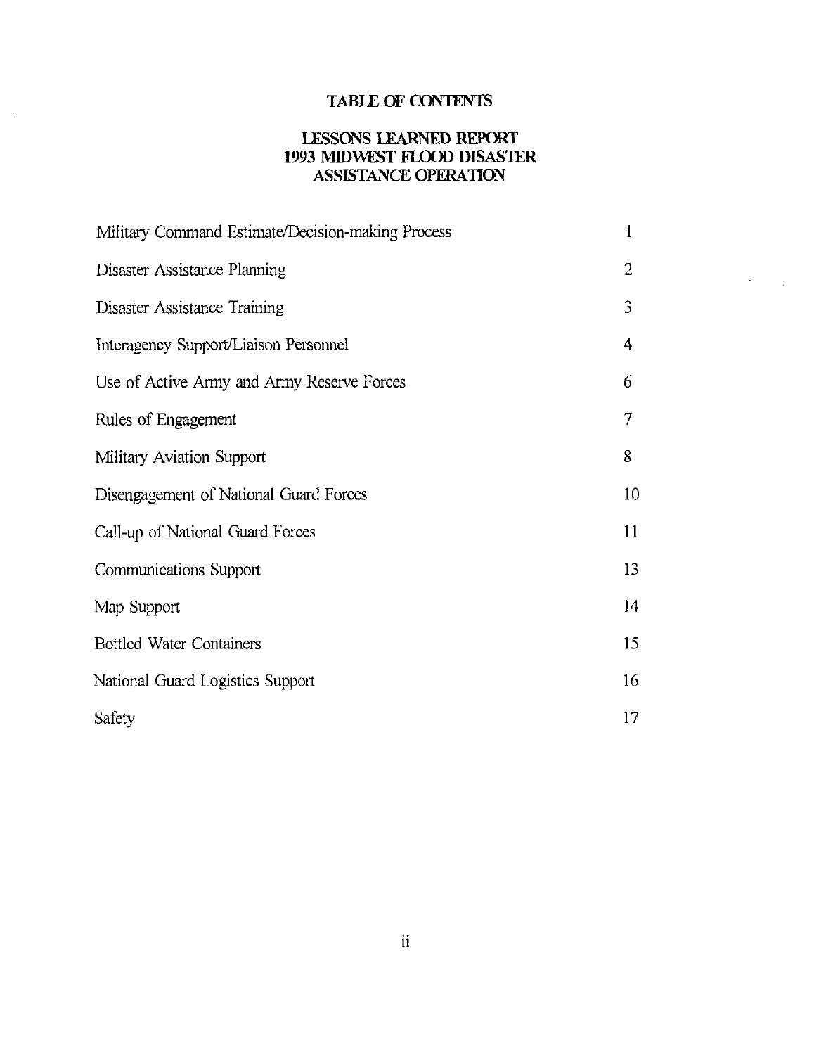# TABLE OF CONTENTS

## LESSONS LEARNED REPORT
## 1993 MIDWEST FLOOD DISASTER
## ASSISTANCE OPERATION

| | |
|---|---|
| Military Command Estimate/Decision-making Process | 1 |
| Disaster Assistance Planning | 2 |
| Disaster Assistance Training | 3 |
| Interagency Support/Liaison Personnel | 4 |
| Use of Active Army and Army Reserve Forces | 6 |
| Rules of Engagement | 7 |
| Military Aviation Support | 8 |
| Disengagement of National Guard Forces | 10 |
| Call-up of National Guard Forces | 11 |
| Communications Support | 13 |
| Map Support | 14 |
| Bottled Water Containers | 15 |
| National Guard Logistics Support | 16 |
| Safety | 17 |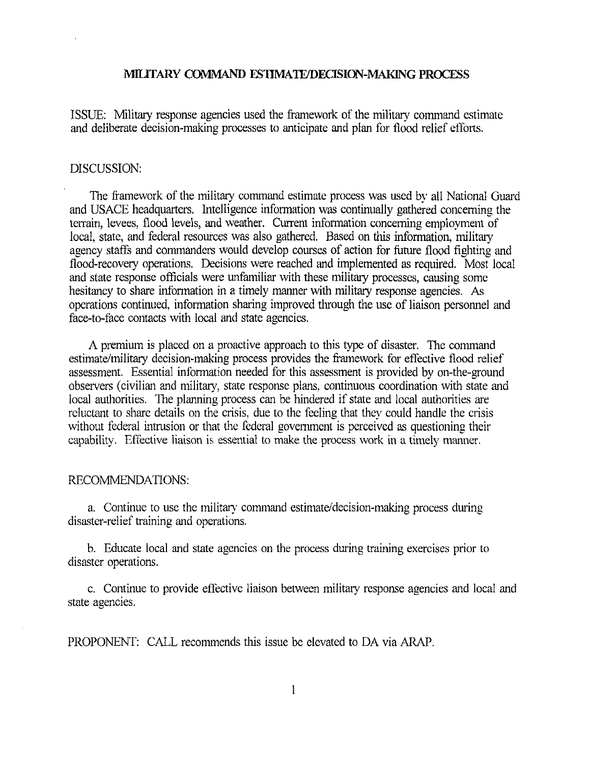## MILITARY COMMAND ESTIMATE/DECISION-MAKING PROCESS

ISSUE: Military response agencies used the framework of the military command estimate and deliberate decision-making processes to anticipate and plan for flood relief efforts.

DISCUSSION:

The framework of the military command estimate process was used by all National Guard and USACE headquarters. Intelligence information was continually gathered concerning the terrain, levees, flood levels, and weather. Current information concerning employment of local, state, and federal resources was also gathered. Based on this information, military agency staffs and commanders would develop courses of action for future flood fighting and flood-recovery operations. Decisions were reached and implemented as required. Most local and state response officials were unfamiliar with these military processes, causing some hesitancy to share information in a timely manner with military response agencies. As operations continued, information sharing improved through the use of liaison personnel and face-to-face contacts with local and state agencies.

A premium is placed on a proactive approach to this type of disaster. The command estimate/military decision-making process provides the framework for effective flood relief assessment. Essential information needed for this assessment is provided by on-the-ground observers (civilian and military, state response plans, continuous coordination with state and local authorities. The planning process can be hindered if state and local authorities are reluctant to share details on the crisis, due to the feeling that they could handle the crisis without federal intrusion or that the federal government is perceived as questioning their capability. Effective liaison is essential to make the process work in a timely manner.

RECOMMENDATIONS:

a. Continue to use the military command estimate/decision-making process during disaster-relief training and operations.

b. Educate local and state agencies on the process during training exercises prior to disaster operations.

c. Continue to provide effective liaison between military response agencies and local and state agencies.

PROPONENT: CALL recommends this issue be elevated to DA via ARAP.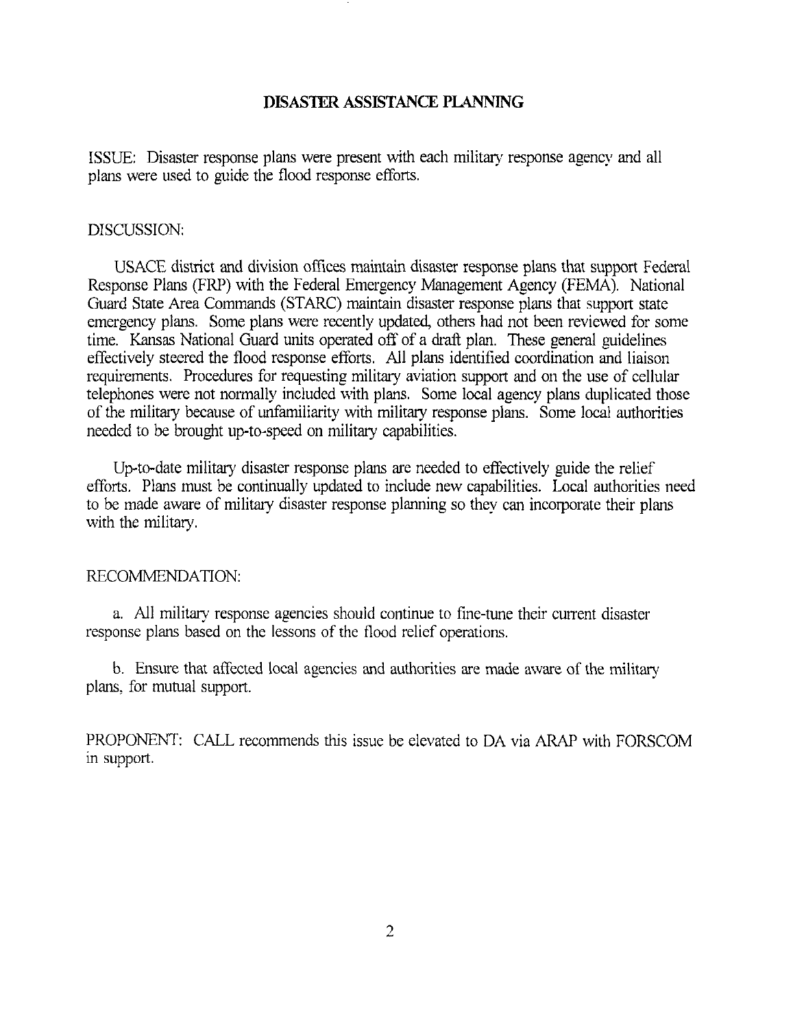## DISASTER ASSISTANCE PLANNING

ISSUE: Disaster response plans were present with each military response agency and all plans were used to guide the flood response efforts.

DISCUSSION:

USACE district and division offices maintain disaster response plans that support Federal Response Plans (FRP) with the Federal Emergency Management Agency (FEMA). National Guard State Area Commands (STARC) maintain disaster response plans that support state emergency plans. Some plans were recently updated, others had not been reviewed for some time. Kansas National Guard units operated off of a draft plan. These general guidelines effectively steered the flood response efforts. All plans identified coordination and liaison requirements. Procedures for requesting military aviation support and on the use of cellular telephones were not normally included with plans. Some local agency plans duplicated those of the military because of unfamiliarity with military response plans. Some local authorities needed to be brought up-to-speed on military capabilities.

Up-to-date military disaster response plans are needed to effectively guide the relief efforts. Plans must be continually updated to include new capabilities. Local authorities need to be made aware of military disaster response planning so they can incorporate their plans with the military.

RECOMMENDATION:

a. All military response agencies should continue to fine-tune their current disaster response plans based on the lessons of the flood relief operations.

b. Ensure that affected local agencies and authorities are made aware of the military plans, for mutual support.

PROPONENT: CALL recommends this issue be elevated to DA via ARAP with FORSCOM in support.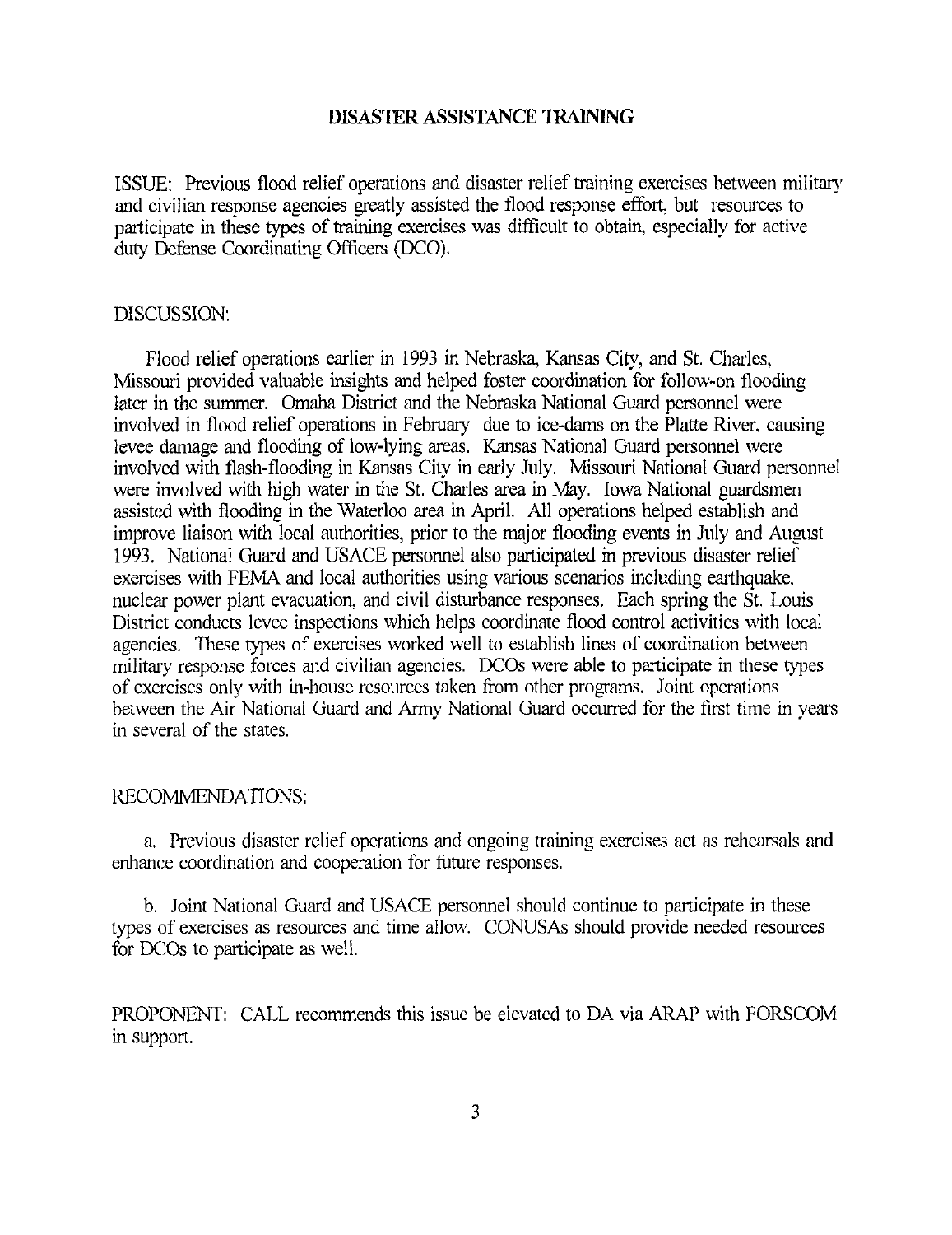## DISASTER ASSISTANCE TRAINING

ISSUE: Previous flood relief operations and disaster relief training exercises between military and civilian response agencies greatly assisted the flood response effort, but resources to participate in these types of training exercises was difficult to obtain, especially for active duty Defense Coordinating Officers (DCO).

DISCUSSION:

Flood relief operations earlier in 1993 in Nebraska, Kansas City, and St. Charles, Missouri provided valuable insights and helped foster coordination for follow-on flooding later in the summer. Omaha District and the Nebraska National Guard personnel were involved in flood relief operations in February due to ice-dams on the Platte River, causing levee damage and flooding of low-lying areas. Kansas National Guard personnel were involved with flash-flooding in Kansas City in early July. Missouri National Guard personnel were involved with high water in the St. Charles area in May. Iowa National guardsmen assisted with flooding in the Waterloo area in April. All operations helped establish and improve liaison with local authorities, prior to the major flooding events in July and August 1993. National Guard and USACE personnel also participated in previous disaster relief exercises with FEMA and local authorities using various scenarios including earthquake, nuclear power plant evacuation, and civil disturbance responses. Each spring the St. Louis District conducts levee inspections which helps coordinate flood control activities with local agencies. These types of exercises worked well to establish lines of coordination between military response forces and civilian agencies. DCOs were able to participate in these types of exercises only with in-house resources taken from other programs. Joint operations between the Air National Guard and Army National Guard occurred for the first time in years in several of the states.

RECOMMENDATIONS:

a. Previous disaster relief operations and ongoing training exercises act as rehearsals and enhance coordination and cooperation for future responses.

b. Joint National Guard and USACE personnel should continue to participate in these types of exercises as resources and time allow. CONUSAs should provide needed resources for DCOs to participate as well.

PROPONENT: CALL recommends this issue be elevated to DA via ARAP with FORSCOM in support.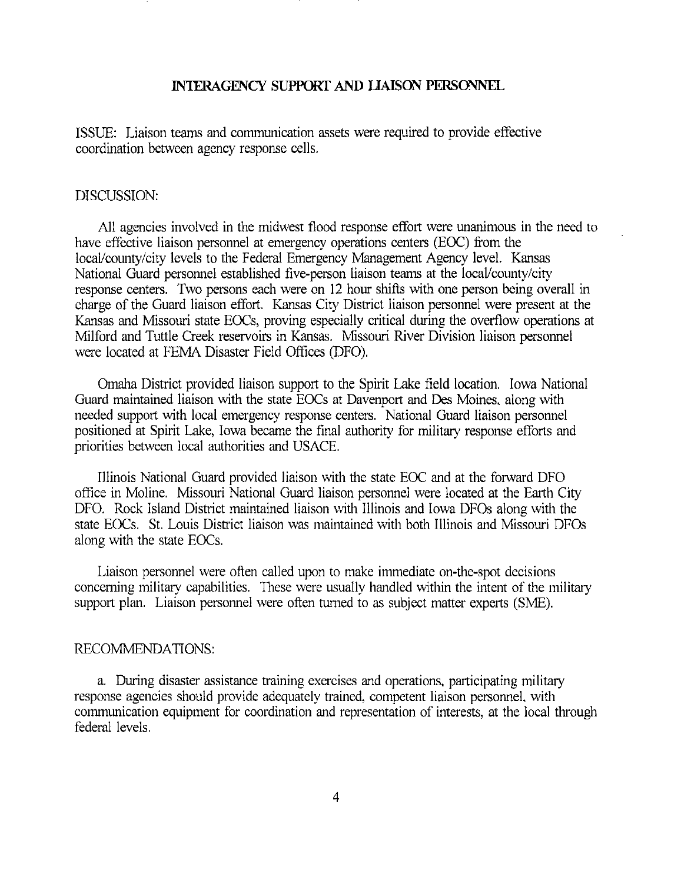## INTERAGENCY SUPPORT AND LIAISON PERSONNEL

ISSUE: Liaison teams and communication assets were required to provide effective coordination between agency response cells.

DISCUSSION:

All agencies involved in the midwest flood response effort were unanimous in the need to have effective liaison personnel at emergency operations centers (EOC) from the local/county/city levels to the Federal Emergency Management Agency level. Kansas National Guard personnel established five-person liaison teams at the local/county/city response centers. Two persons each were on 12 hour shifts with one person being overall in charge of the Guard liaison effort. Kansas City District liaison personnel were present at the Kansas and Missouri state EOCs, proving especially critical during the overflow operations at Milford and Tuttle Creek reservoirs in Kansas. Missouri River Division liaison personnel were located at FEMA Disaster Field Offices (DFO).

Omaha District provided liaison support to the Spirit Lake field location. Iowa National Guard maintained liaison with the state EOCs at Davenport and Des Moines, along with needed support with local emergency response centers. National Guard liaison personnel positioned at Spirit Lake, Iowa became the final authority for military response efforts and priorities between local authorities and USACE.

Illinois National Guard provided liaison with the state EOC and at the forward DFO office in Moline. Missouri National Guard liaison personnel were located at the Earth City DFO. Rock Island District maintained liaison with Illinois and Iowa DFOs along with the state EOCs. St. Louis District liaison was maintained with both Illinois and Missouri DFOs along with the state EOCs.

Liaison personnel were often called upon to make immediate on-the-spot decisions concerning military capabilities. These were usually handled within the intent of the military support plan. Liaison personnel were often turned to as subject matter experts (SME).

RECOMMENDATIONS:

a. During disaster assistance training exercises and operations, participating military response agencies should provide adequately trained, competent liaison personnel, with communication equipment for coordination and representation of interests, at the local through federal levels.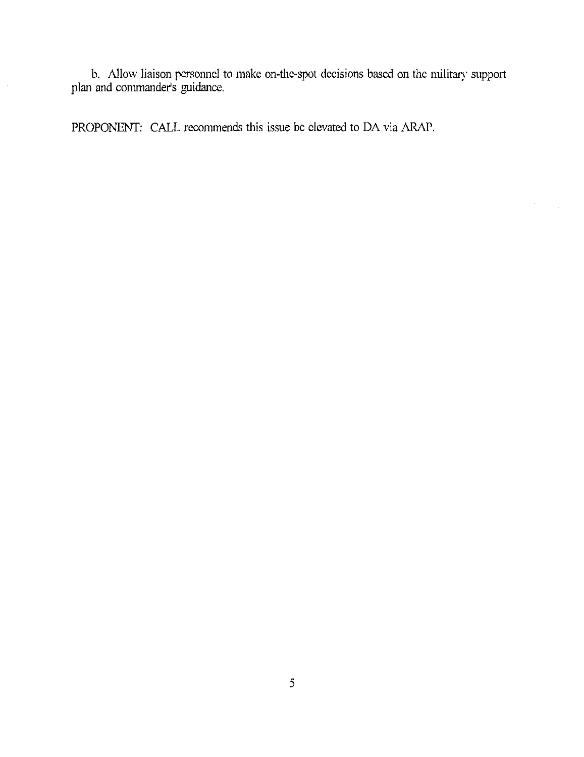b. Allow liaison personnel to make on-the-spot decisions based on the military support plan and commander's guidance.

PROPONENT: CALL recommends this issue be elevated to DA via ARAP.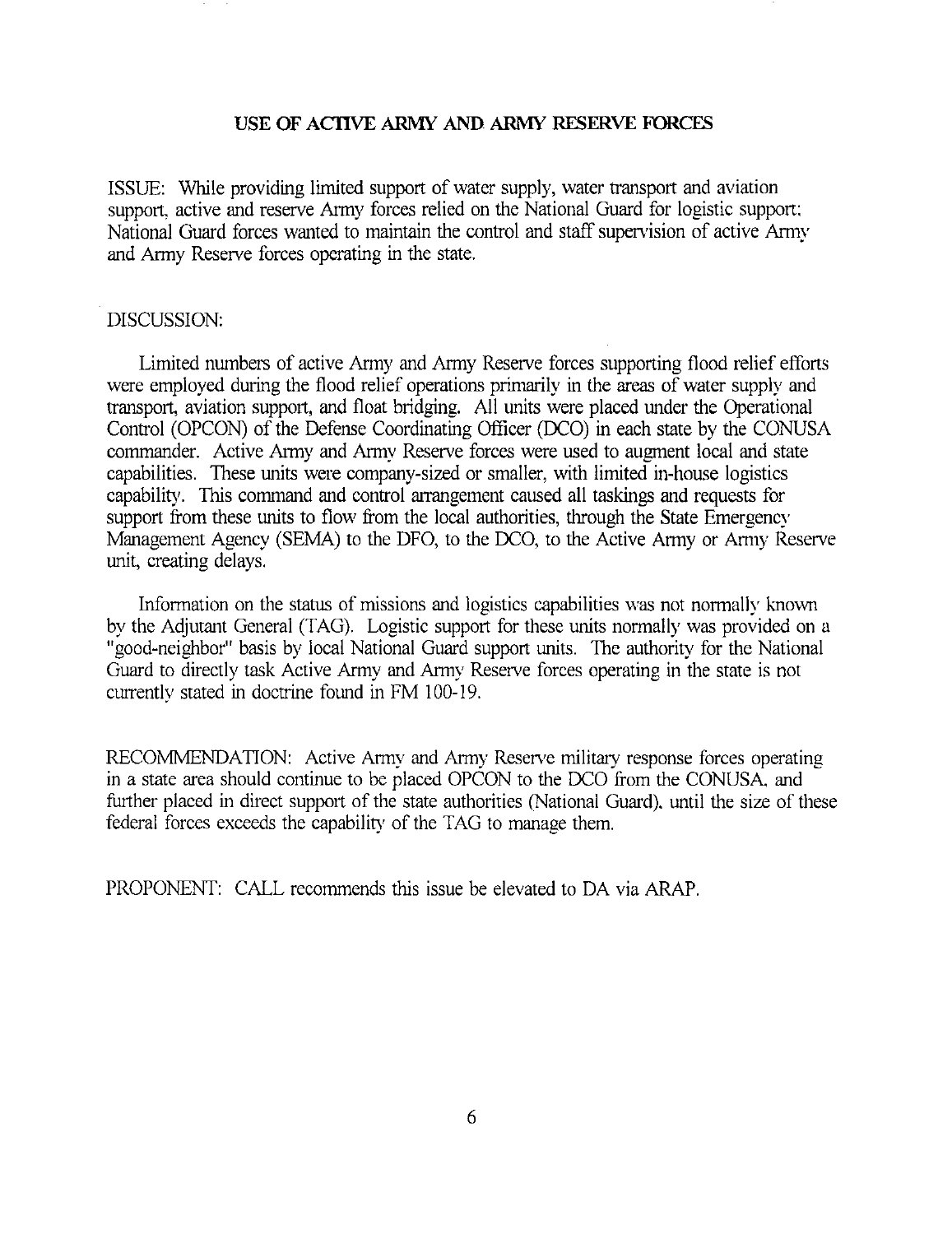## USE OF ACTIVE ARMY AND ARMY RESERVE FORCES

ISSUE: While providing limited support of water supply, water transport and aviation support, active and reserve Army forces relied on the National Guard for logistic support; National Guard forces wanted to maintain the control and staff supervision of active Army and Army Reserve forces operating in the state.

DISCUSSION:

Limited numbers of active Army and Army Reserve forces supporting flood relief efforts were employed during the flood relief operations primarily in the areas of water supply and transport, aviation support, and float bridging. All units were placed under the Operational Control (OPCON) of the Defense Coordinating Officer (DCO) in each state by the CONUSA commander. Active Army and Army Reserve forces were used to augment local and state capabilities. These units were company-sized or smaller, with limited in-house logistics capability. This command and control arrangement caused all taskings and requests for support from these units to flow from the local authorities, through the State Emergency Management Agency (SEMA) to the DFO, to the DCO, to the Active Army or Army Reserve unit, creating delays.

Information on the status of missions and logistics capabilities was not normally known by the Adjutant General (TAG). Logistic support for these units normally was provided on a "good-neighbor" basis by local National Guard support units. The authority for the National Guard to directly task Active Army and Army Reserve forces operating in the state is not currently stated in doctrine found in FM 100-19.

RECOMMENDATION: Active Army and Army Reserve military response forces operating in a state area should continue to be placed OPCON to the DCO from the CONUSA, and further placed in direct support of the state authorities (National Guard), until the size of these federal forces exceeds the capability of the TAG to manage them.

PROPONENT: CALL recommends this issue be elevated to DA via ARAP.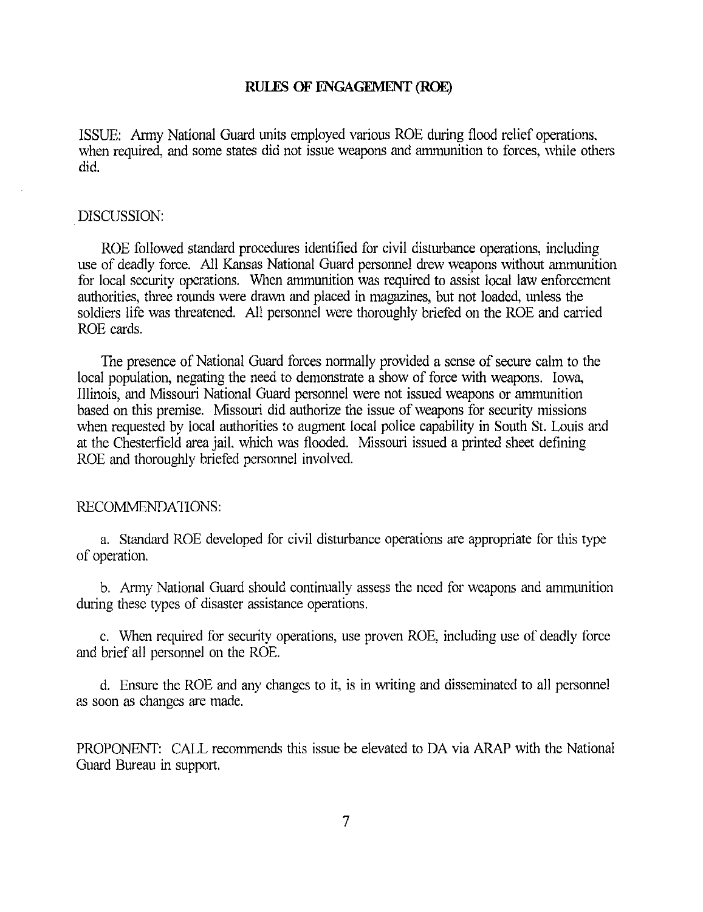## RULES OF ENGAGEMENT (ROE)

ISSUE: Army National Guard units employed various ROE during flood relief operations, when required, and some states did not issue weapons and ammunition to forces, while others did.

DISCUSSION:

ROE followed standard procedures identified for civil disturbance operations, including use of deadly force. All Kansas National Guard personnel drew weapons without ammunition for local security operations. When ammunition was required to assist local law enforcement authorities, three rounds were drawn and placed in magazines, but not loaded, unless the soldiers life was threatened. All personnel were thoroughly briefed on the ROE and carried ROE cards.

The presence of National Guard forces normally provided a sense of secure calm to the local population, negating the need to demonstrate a show of force with weapons. Iowa, Illinois, and Missouri National Guard personnel were not issued weapons or ammunition based on this premise. Missouri did authorize the issue of weapons for security missions when requested by local authorities to augment local police capability in South St. Louis and at the Chesterfield area jail, which was flooded. Missouri issued a printed sheet defining ROE and thoroughly briefed personnel involved.

RECOMMENDATIONS:

a. Standard ROE developed for civil disturbance operations are appropriate for this type of operation.

b. Army National Guard should continually assess the need for weapons and ammunition during these types of disaster assistance operations.

c. When required for security operations, use proven ROE, including use of deadly force and brief all personnel on the ROE.

d. Ensure the ROE and any changes to it, is in writing and disseminated to all personnel as soon as changes are made.

PROPONENT: CALL recommends this issue be elevated to DA via ARAP with the National Guard Bureau in support.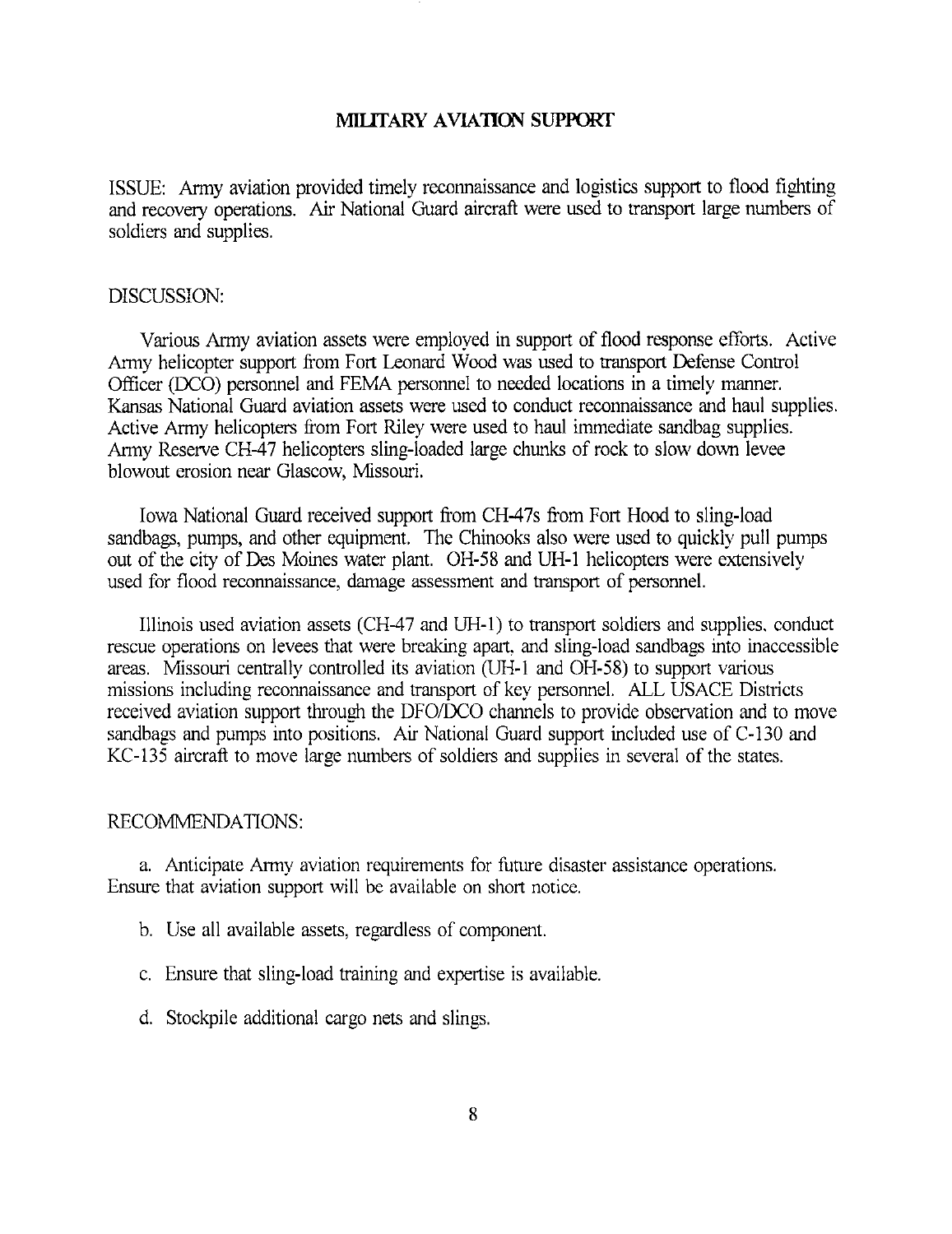# MILITARY AVIATION SUPPORT

ISSUE: Army aviation provided timely reconnaissance and logistics support to flood fighting and recovery operations. Air National Guard aircraft were used to transport large numbers of soldiers and supplies.

DISCUSSION:

Various Army aviation assets were employed in support of flood response efforts. Active Army helicopter support from Fort Leonard Wood was used to transport Defense Control Officer (DCO) personnel and FEMA personnel to needed locations in a timely manner. Kansas National Guard aviation assets were used to conduct reconnaissance and haul supplies. Active Army helicopters from Fort Riley were used to haul immediate sandbag supplies. Army Reserve CH-47 helicopters sling-loaded large chunks of rock to slow down levee blowout erosion near Glascow, Missouri.

Iowa National Guard received support from CH-47s from Fort Hood to sling-load sandbags, pumps, and other equipment. The Chinooks also were used to quickly pull pumps out of the city of Des Moines water plant. OH-58 and UH-1 helicopters were extensively used for flood reconnaissance, damage assessment and transport of personnel.

Illinois used aviation assets (CH-47 and UH-1) to transport soldiers and supplies, conduct rescue operations on levees that were breaking apart, and sling-load sandbags into inaccessible areas. Missouri centrally controlled its aviation (UH-1 and OH-58) to support various missions including reconnaissance and transport of key personnel. ALL USACE Districts received aviation support through the DFO/DCO channels to provide observation and to move sandbags and pumps into positions. Air National Guard support included use of C-130 and KC-135 aircraft to move large numbers of soldiers and supplies in several of the states.

RECOMMENDATIONS:

a. Anticipate Army aviation requirements for future disaster assistance operations. Ensure that aviation support will be available on short notice.

b. Use all available assets, regardless of component.

c. Ensure that sling-load training and expertise is available.

d. Stockpile additional cargo nets and slings.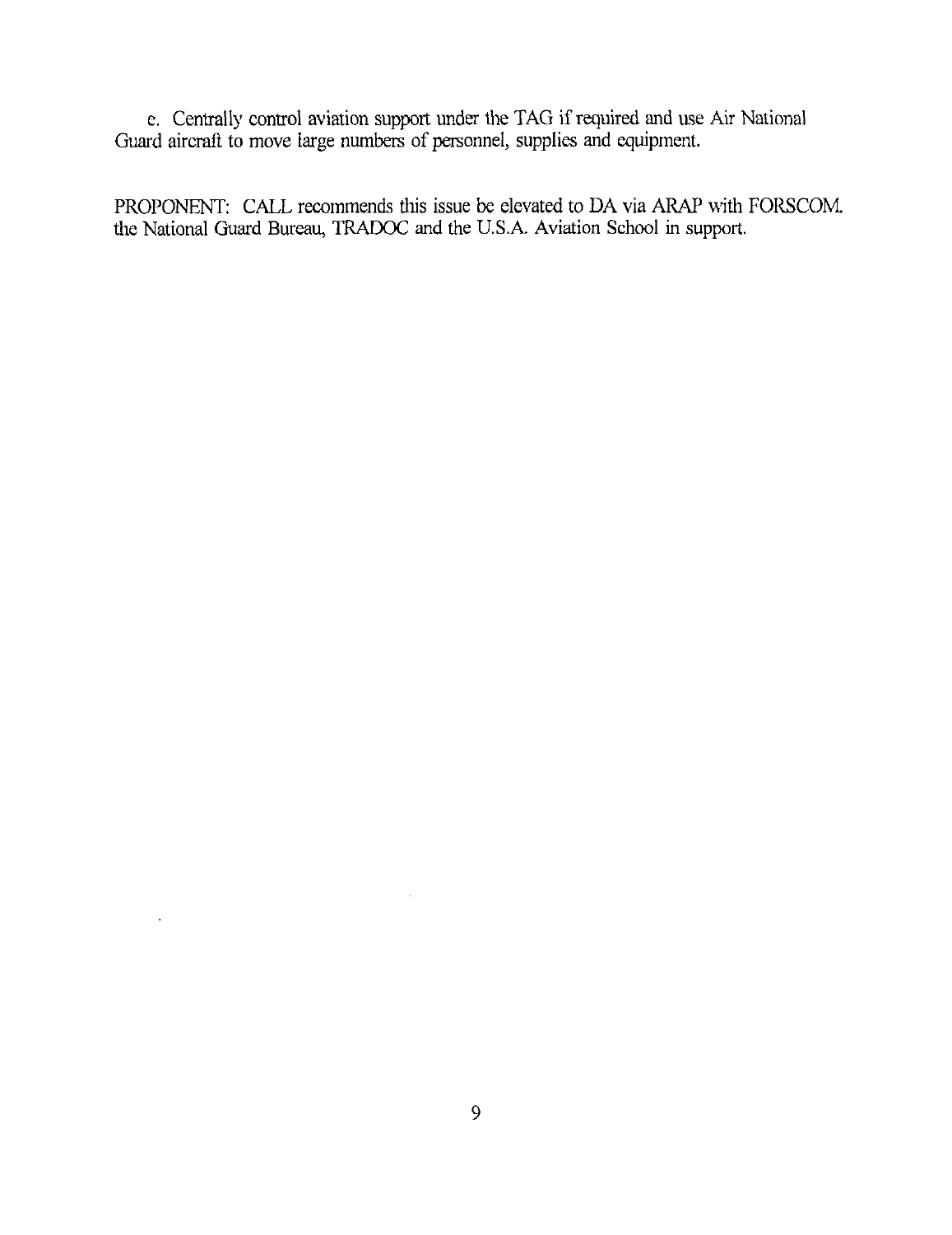e. Centrally control aviation support under the TAG if required and use Air National Guard aircraft to move large numbers of personnel, supplies and equipment.

PROPONENT: CALL recommends this issue be elevated to DA via ARAP with FORSCOM, the National Guard Bureau, TRADOC and the U.S.A. Aviation School in support.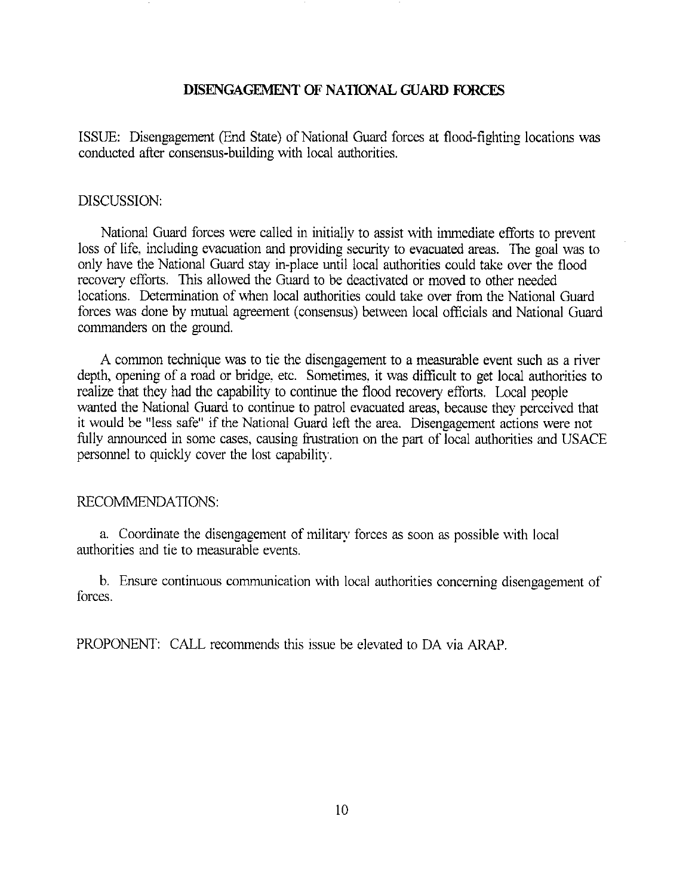## DISENGAGEMENT OF NATIONAL GUARD FORCES

ISSUE: Disengagement (End State) of National Guard forces at flood-fighting locations was conducted after consensus-building with local authorities.

DISCUSSION:

National Guard forces were called in initially to assist with immediate efforts to prevent loss of life, including evacuation and providing security to evacuated areas. The goal was to only have the National Guard stay in-place until local authorities could take over the flood recovery efforts. This allowed the Guard to be deactivated or moved to other needed locations. Determination of when local authorities could take over from the National Guard forces was done by mutual agreement (consensus) between local officials and National Guard commanders on the ground.

A common technique was to tie the disengagement to a measurable event such as a river depth, opening of a road or bridge, etc. Sometimes, it was difficult to get local authorities to realize that they had the capability to continue the flood recovery efforts. Local people wanted the National Guard to continue to patrol evacuated areas, because they perceived that it would be "less safe" if the National Guard left the area. Disengagement actions were not fully announced in some cases, causing frustration on the part of local authorities and USACE personnel to quickly cover the lost capability.

RECOMMENDATIONS:

a. Coordinate the disengagement of military forces as soon as possible with local authorities and tie to measurable events.

b. Ensure continuous communication with local authorities concerning disengagement of forces.

PROPONENT: CALL recommends this issue be elevated to DA via ARAP.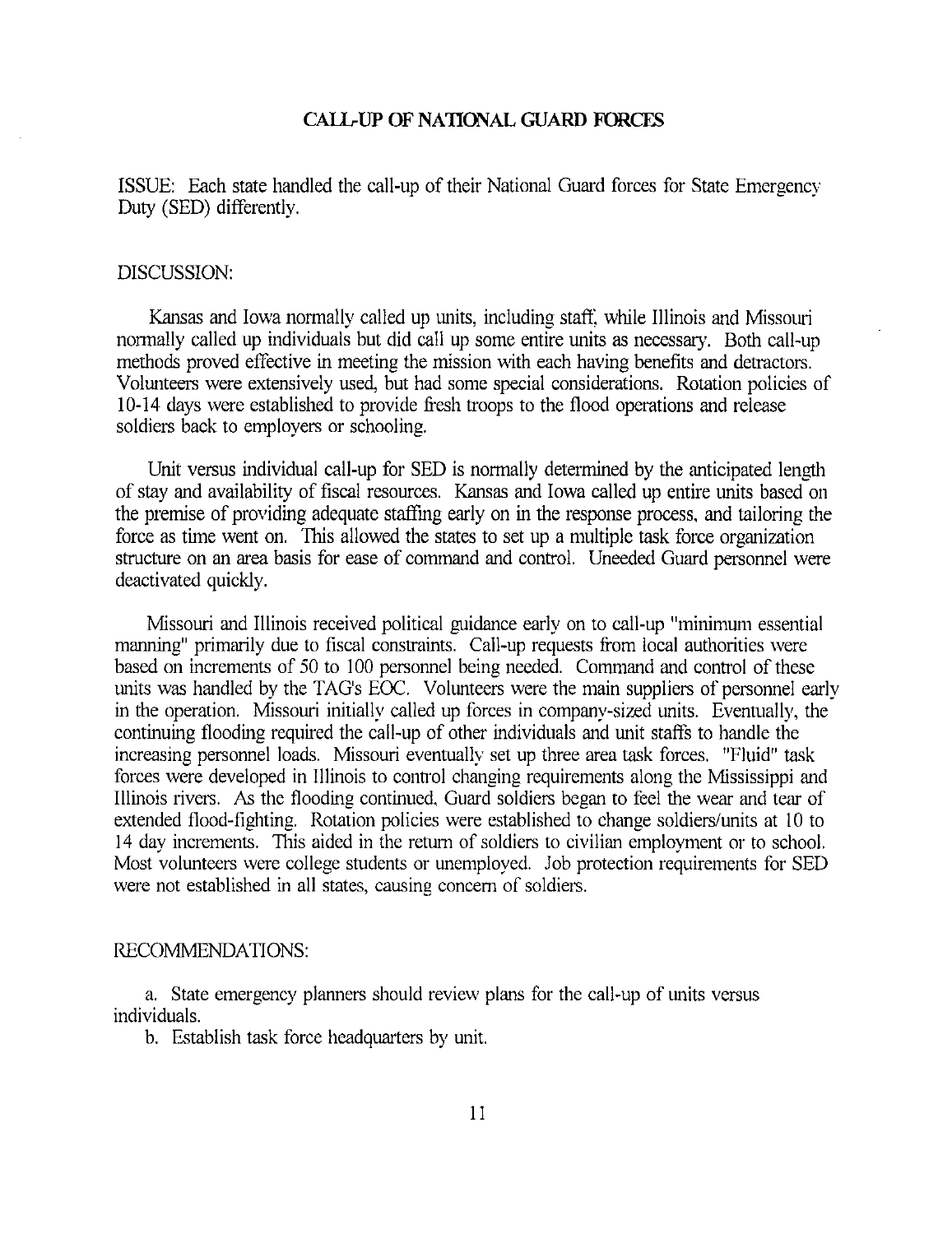## CALL-UP OF NATIONAL GUARD FORCES

ISSUE: Each state handled the call-up of their National Guard forces for State Emergency Duty (SED) differently.

DISCUSSION:

Kansas and Iowa normally called up units, including staff, while Illinois and Missouri normally called up individuals but did call up some entire units as necessary. Both call-up methods proved effective in meeting the mission with each having benefits and detractors. Volunteers were extensively used, but had some special considerations. Rotation policies of 10-14 days were established to provide fresh troops to the flood operations and release soldiers back to employers or schooling.

Unit versus individual call-up for SED is normally determined by the anticipated length of stay and availability of fiscal resources. Kansas and Iowa called up entire units based on the premise of providing adequate staffing early on in the response process, and tailoring the force as time went on. This allowed the states to set up a multiple task force organization structure on an area basis for ease of command and control. Uneeded Guard personnel were deactivated quickly.

Missouri and Illinois received political guidance early on to call-up "minimum essential manning" primarily due to fiscal constraints. Call-up requests from local authorities were based on increments of 50 to 100 personnel being needed. Command and control of these units was handled by the TAG's EOC. Volunteers were the main suppliers of personnel early in the operation. Missouri initially called up forces in company-sized units. Eventually, the continuing flooding required the call-up of other individuals and unit staffs to handle the increasing personnel loads. Missouri eventually set up three area task forces. "Fluid" task forces were developed in Illinois to control changing requirements along the Mississippi and Illinois rivers. As the flooding continued, Guard soldiers began to feel the wear and tear of extended flood-fighting. Rotation policies were established to change soldiers/units at 10 to 14 day increments. This aided in the return of soldiers to civilian employment or to school. Most volunteers were college students or unemployed. Job protection requirements for SED were not established in all states, causing concern of soldiers.

RECOMMENDATIONS:

a. State emergency planners should review plans for the call-up of units versus individuals.

b. Establish task force headquarters by unit.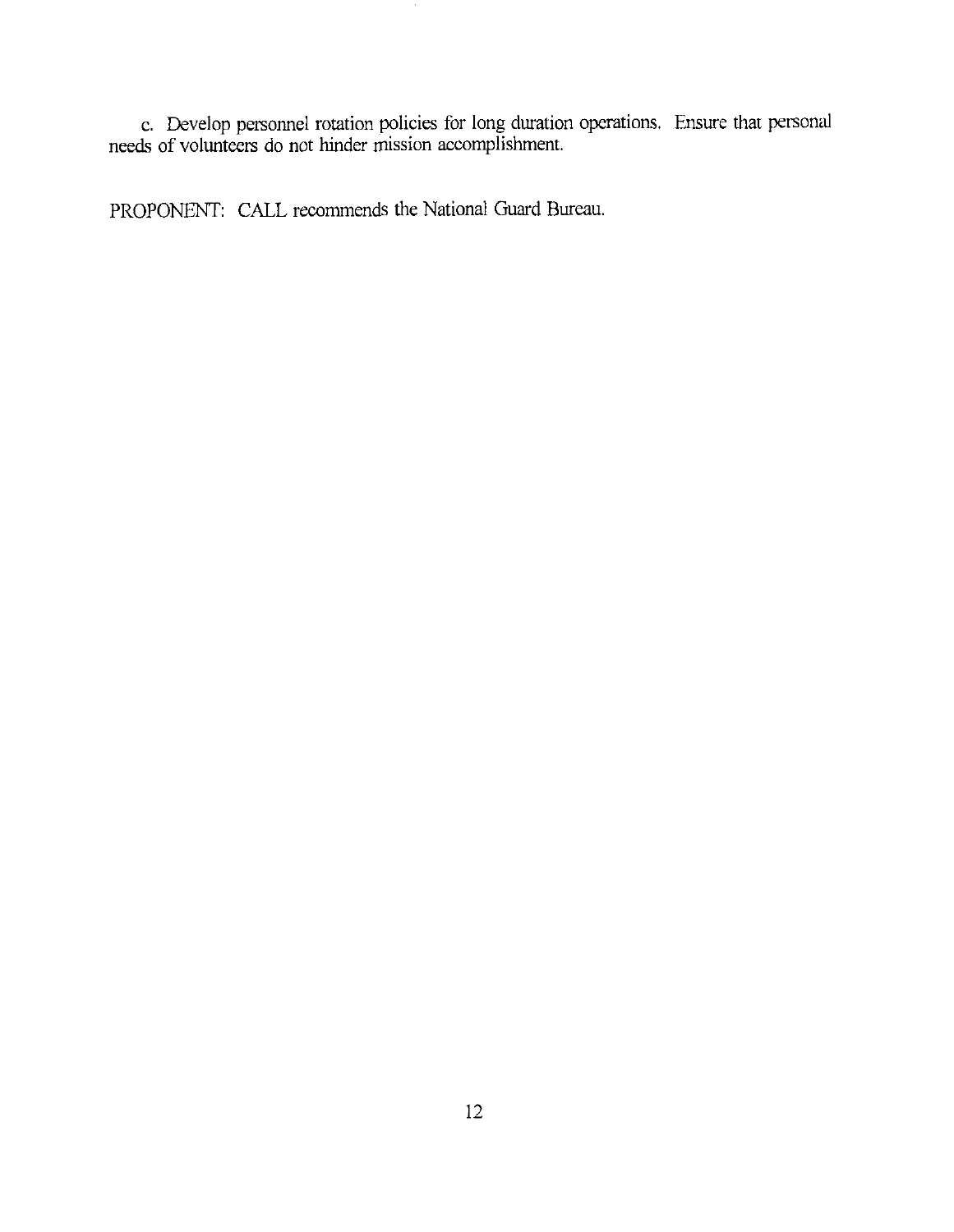c. Develop personnel rotation policies for long duration operations. Ensure that personal needs of volunteers do not hinder mission accomplishment.

PROPONENT: CALL recommends the National Guard Bureau.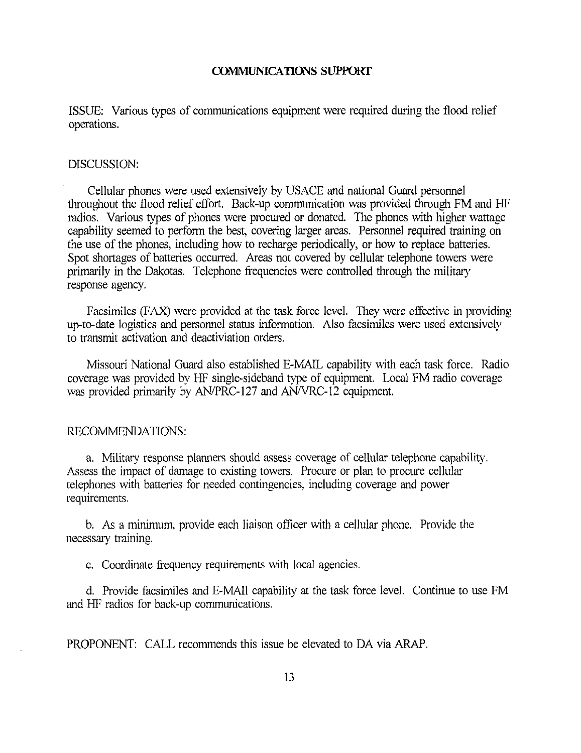## COMMUNICATIONS SUPPORT

ISSUE: Various types of communications equipment were required during the flood relief operations.

DISCUSSION:

Cellular phones were used extensively by USACE and national Guard personnel throughout the flood relief effort. Back-up communication was provided through FM and HF radios. Various types of phones were procured or donated. The phones with higher wattage capability seemed to perform the best, covering larger areas. Personnel required training on the use of the phones, including how to recharge periodically, or how to replace batteries. Spot shortages of batteries occurred. Areas not covered by cellular telephone towers were primarily in the Dakotas. Telephone frequencies were controlled through the military response agency.

Facsimiles (FAX) were provided at the task force level. They were effective in providing up-to-date logistics and personnel status information. Also facsimiles were used extensively to transmit activation and deactiviation orders.

Missouri National Guard also established E-MAIL capability with each task force. Radio coverage was provided by HF single-sideband type of equipment. Local FM radio coverage was provided primarily by AN/PRC-127 and AN/VRC-12 equipment.

RECOMMENDATIONS:

a. Military response planners should assess coverage of cellular telephone capability. Assess the impact of damage to existing towers. Procure or plan to procure cellular telephones with batteries for needed contingencies, including coverage and power requirements.

b. As a minimum, provide each liaison officer with a cellular phone. Provide the necessary training.

c. Coordinate frequency requirements with local agencies.

d. Provide facsimiles and E-MAIl capability at the task force level. Continue to use FM and HF radios for back-up communications.

PROPONENT: CALL recommends this issue be elevated to DA via ARAP.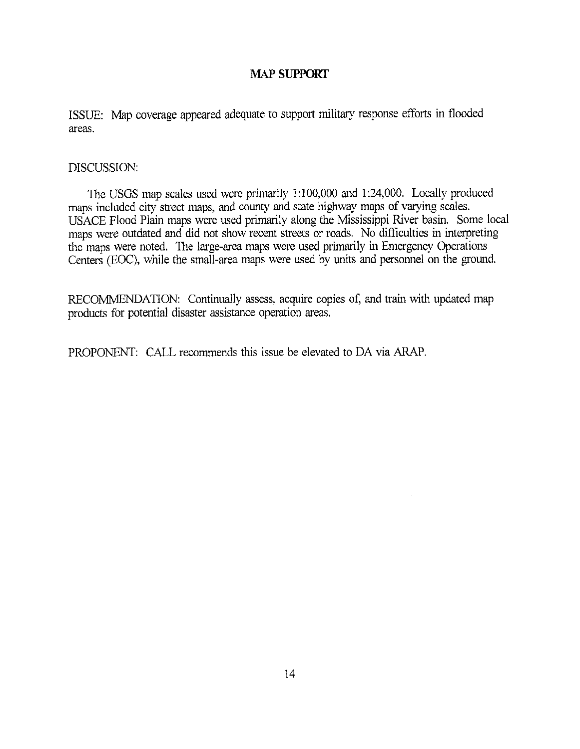## MAP SUPPORT

ISSUE: Map coverage appeared adequate to support military response efforts in flooded areas.

DISCUSSION:

The USGS map scales used were primarily 1:100,000 and 1:24,000. Locally produced maps included city street maps, and county and state highway maps of varying scales. USACE Flood Plain maps were used primarily along the Mississippi River basin. Some local maps were outdated and did not show recent streets or roads. No difficulties in interpreting the maps were noted. The large-area maps were used primarily in Emergency Operations Centers (EOC), while the small-area maps were used by units and personnel on the ground.

RECOMMENDATION: Continually assess, acquire copies of, and train with updated map products for potential disaster assistance operation areas.

PROPONENT: CALL recommends this issue be elevated to DA via ARAP.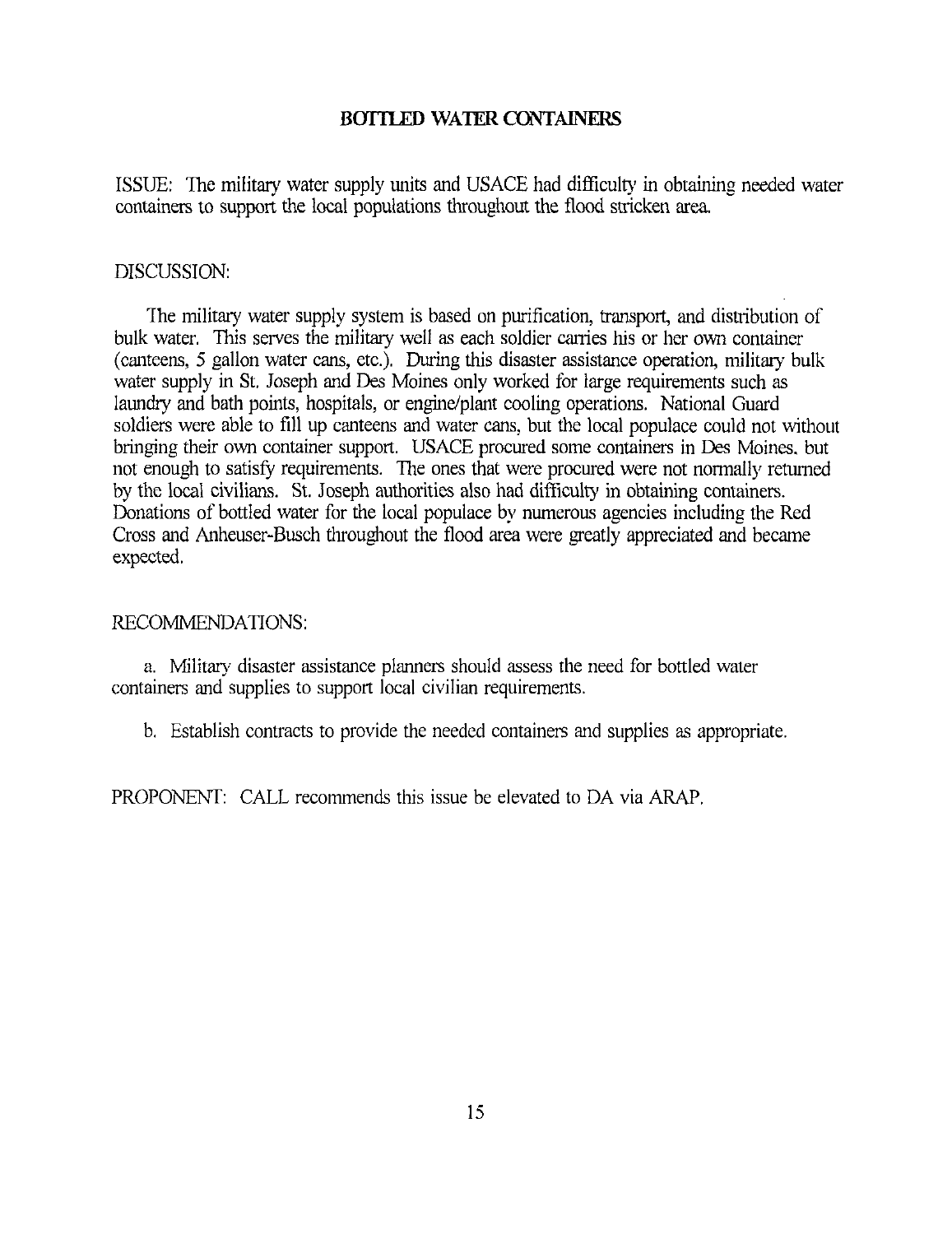## BOTTLED WATER CONTAINERS

ISSUE: The military water supply units and USACE had difficulty in obtaining needed water containers to support the local populations throughout the flood stricken area.

DISCUSSION:

The military water supply system is based on purification, transport, and distribution of bulk water. This serves the military well as each soldier carries his or her own container (canteens, 5 gallon water cans, etc.). During this disaster assistance operation, military bulk water supply in St. Joseph and Des Moines only worked for large requirements such as laundry and bath points, hospitals, or engine/plant cooling operations. National Guard soldiers were able to fill up canteens and water cans, but the local populace could not without bringing their own container support. USACE procured some containers in Des Moines, but not enough to satisfy requirements. The ones that were procured were not normally returned by the local civilians. St. Joseph authorities also had difficulty in obtaining containers. Donations of bottled water for the local populace by numerous agencies including the Red Cross and Anheuser-Busch throughout the flood area were greatly appreciated and became expected.

RECOMMENDATIONS:

a. Military disaster assistance planners should assess the need for bottled water containers and supplies to support local civilian requirements.

b. Establish contracts to provide the needed containers and supplies as appropriate.

PROPONENT: CALL recommends this issue be elevated to DA via ARAP.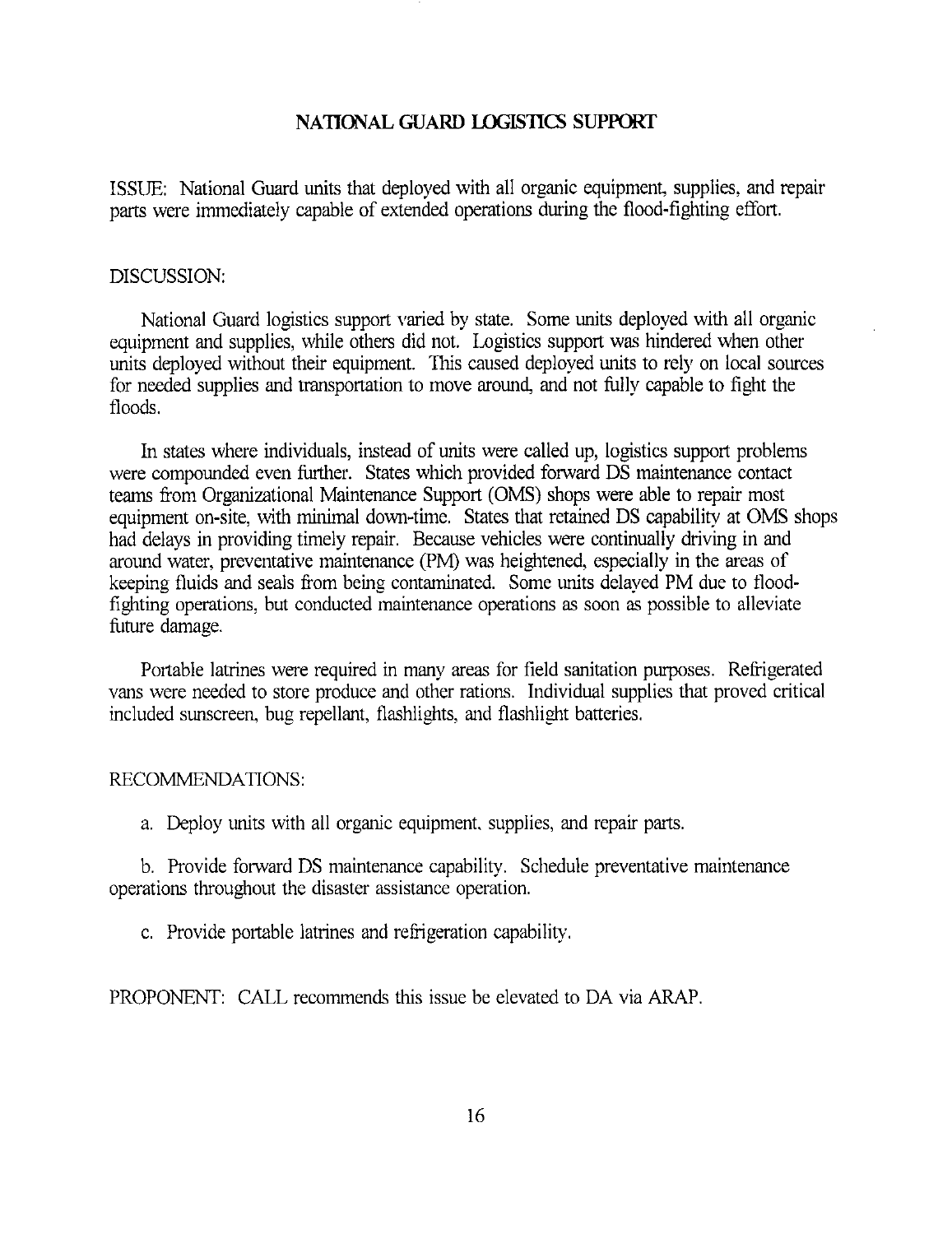## NATIONAL GUARD LOGISTICS SUPPORT

ISSUE: National Guard units that deployed with all organic equipment, supplies, and repair parts were immediately capable of extended operations during the flood-fighting effort.

DISCUSSION:

National Guard logistics support varied by state. Some units deployed with all organic equipment and supplies, while others did not. Logistics support was hindered when other units deployed without their equipment. This caused deployed units to rely on local sources for needed supplies and transportation to move around, and not fully capable to fight the floods.

In states where individuals, instead of units were called up, logistics support problems were compounded even further. States which provided forward DS maintenance contact teams from Organizational Maintenance Support (OMS) shops were able to repair most equipment on-site, with minimal down-time. States that retained DS capability at OMS shops had delays in providing timely repair. Because vehicles were continually driving in and around water, preventative maintenance (PM) was heightened, especially in the areas of keeping fluids and seals from being contaminated. Some units delayed PM due to flood-fighting operations, but conducted maintenance operations as soon as possible to alleviate future damage.

Portable latrines were required in many areas for field sanitation purposes. Refrigerated vans were needed to store produce and other rations. Individual supplies that proved critical included sunscreen, bug repellant, flashlights, and flashlight batteries.

RECOMMENDATIONS:

a. Deploy units with all organic equipment, supplies, and repair parts.

b. Provide forward DS maintenance capability. Schedule preventative maintenance operations throughout the disaster assistance operation.

c. Provide portable latrines and refrigeration capability.

PROPONENT: CALL recommends this issue be elevated to DA via ARAP.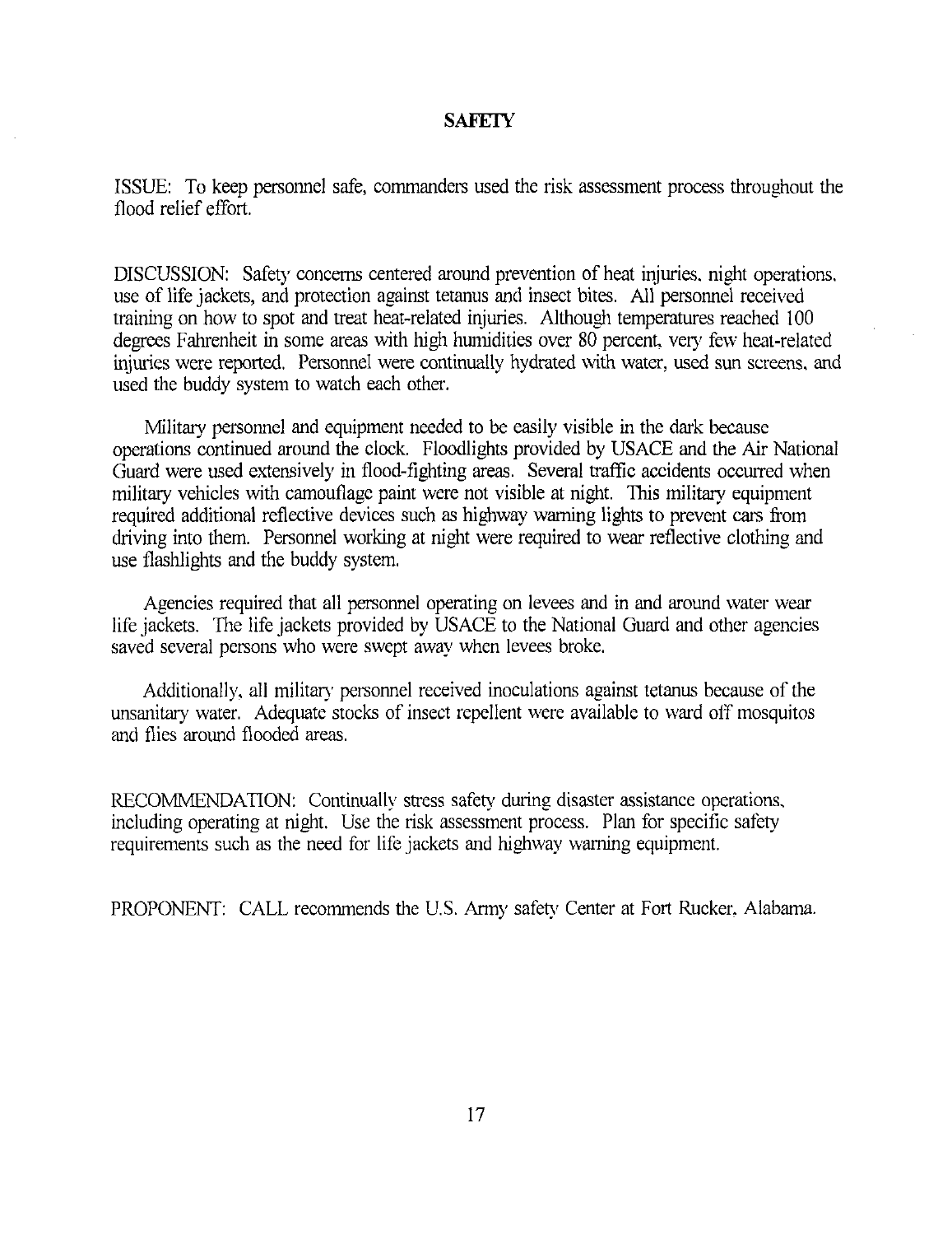## SAFETY

ISSUE: To keep personnel safe, commanders used the risk assessment process throughout the flood relief effort.

DISCUSSION: Safety concerns centered around prevention of heat injuries, night operations, use of life jackets, and protection against tetanus and insect bites. All personnel received training on how to spot and treat heat-related injuries. Although temperatures reached 100 degrees Fahrenheit in some areas with high humidities over 80 percent, very few heat-related injuries were reported. Personnel were continually hydrated with water, used sun screens, and used the buddy system to watch each other.

Military personnel and equipment needed to be easily visible in the dark because operations continued around the clock. Floodlights provided by USACE and the Air National Guard were used extensively in flood-fighting areas. Several traffic accidents occurred when military vehicles with camouflage paint were not visible at night. This military equipment required additional reflective devices such as highway warning lights to prevent cars from driving into them. Personnel working at night were required to wear reflective clothing and use flashlights and the buddy system.

Agencies required that all personnel operating on levees and in and around water wear life jackets. The life jackets provided by USACE to the National Guard and other agencies saved several persons who were swept away when levees broke.

Additionally, all military personnel received inoculations against tetanus because of the unsanitary water. Adequate stocks of insect repellent were available to ward off mosquitos and flies around flooded areas.

RECOMMENDATION: Continually stress safety during disaster assistance operations, including operating at night. Use the risk assessment process. Plan for specific safety requirements such as the need for life jackets and highway warning equipment.

PROPONENT: CALL recommends the U.S. Army safety Center at Fort Rucker, Alabama.